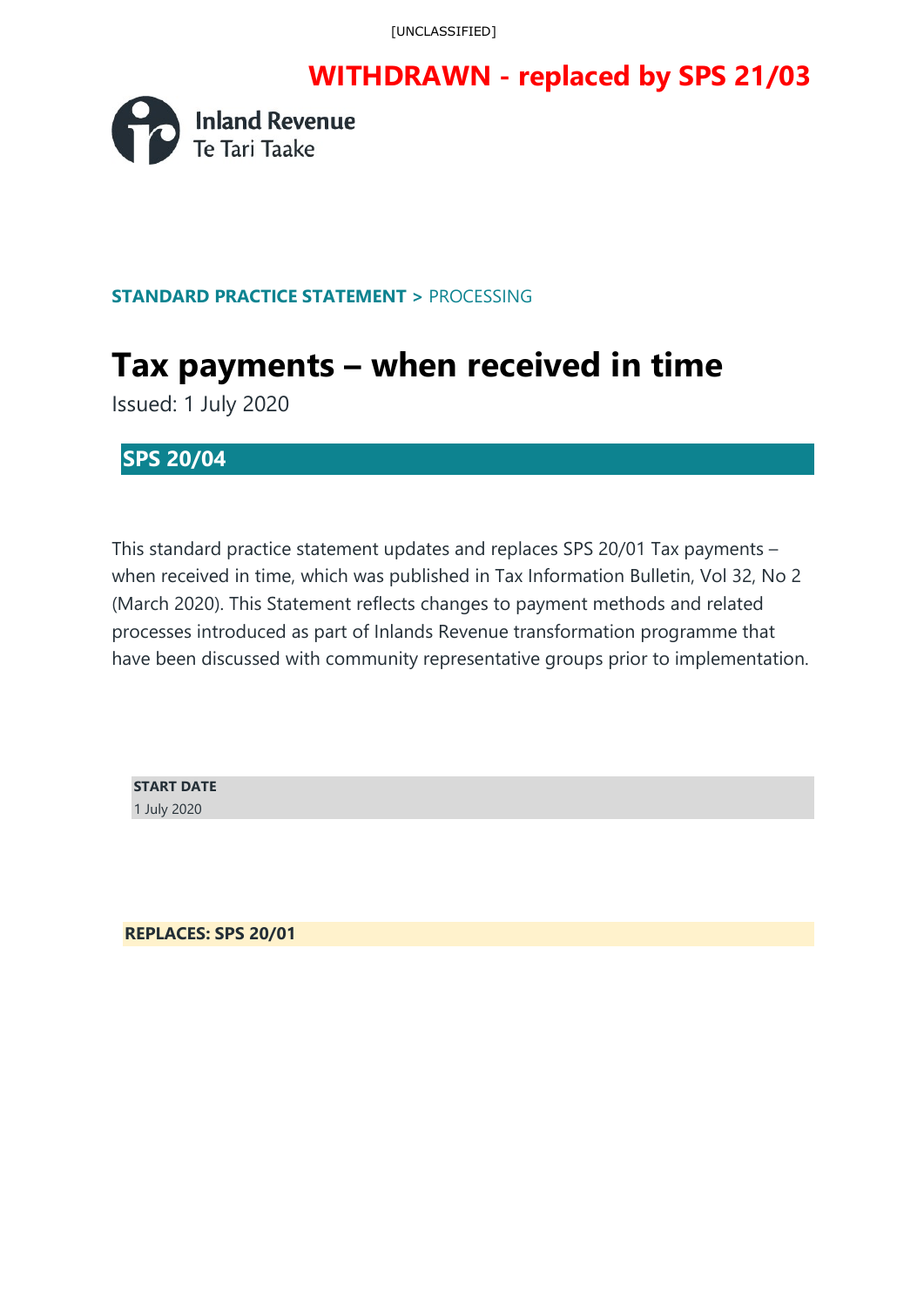[UNCLASSIFIED]

**WITHDRAWN - replaced by SPS 21/03**

Inland Revenue
Te Tari Taake

**STANDARD PRACTICE STATEMENT** > PROCESSING

# Tax payments – when received in time

Issued: 1 July 2020

## SPS 20/04

This standard practice statement updates and replaces SPS 20/01 Tax payments – when received in time, which was published in Tax Information Bulletin, Vol 32, No 2 (March 2020). This Statement reflects changes to payment methods and related processes introduced as part of Inlands Revenue transformation programme that have been discussed with community representative groups prior to implementation.

**START DATE**
1 July 2020

**REPLACES: SPS 20/01**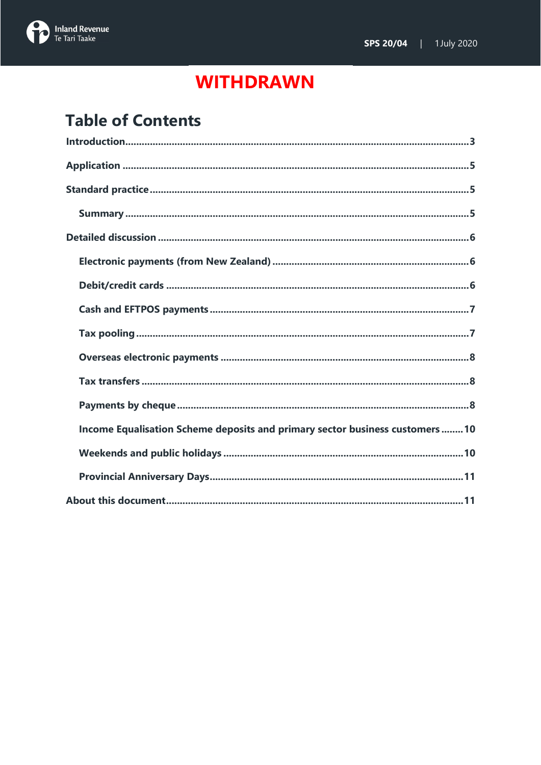**WITHDRAWN**

# Table of Contents

- **Introduction** ... 3
- **Application** ... 5
- **Standard practice** ... 5
  - **Summary** ... 5
- **Detailed discussion** ... 6
  - **Electronic payments (from New Zealand)** ... 6
  - **Debit/credit cards** ... 6
  - **Cash and EFTPOS payments** ... 7
  - **Tax pooling** ... 7
  - **Overseas electronic payments** ... 8
  - **Tax transfers** ... 8
  - **Payments by cheque** ... 8
  - **Income Equalisation Scheme deposits and primary sector business customers** ... 10
  - **Weekends and public holidays** ... 10
  - **Provincial Anniversary Days** ... 11
- **About this document** ... 11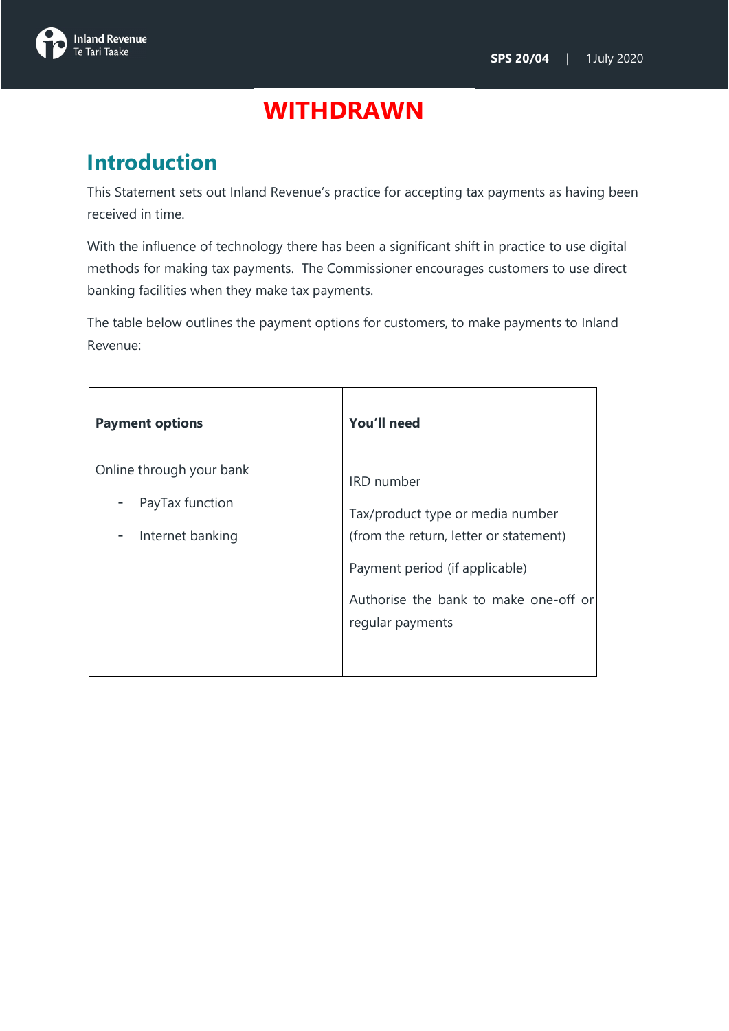**WITHDRAWN**

## Introduction

This Statement sets out Inland Revenue's practice for accepting tax payments as having been received in time.

With the influence of technology there has been a significant shift in practice to use digital methods for making tax payments. The Commissioner encourages customers to use direct banking facilities when they make tax payments.

The table below outlines the payment options for customers, to make payments to Inland Revenue:

| Payment options | You'll need |
| --- | --- |
| Online through your bank<br>- PayTax function<br>- Internet banking | IRD number<br>Tax/product type or media number (from the return, letter or statement)<br>Payment period (if applicable)<br>Authorise the bank to make one-off or regular payments |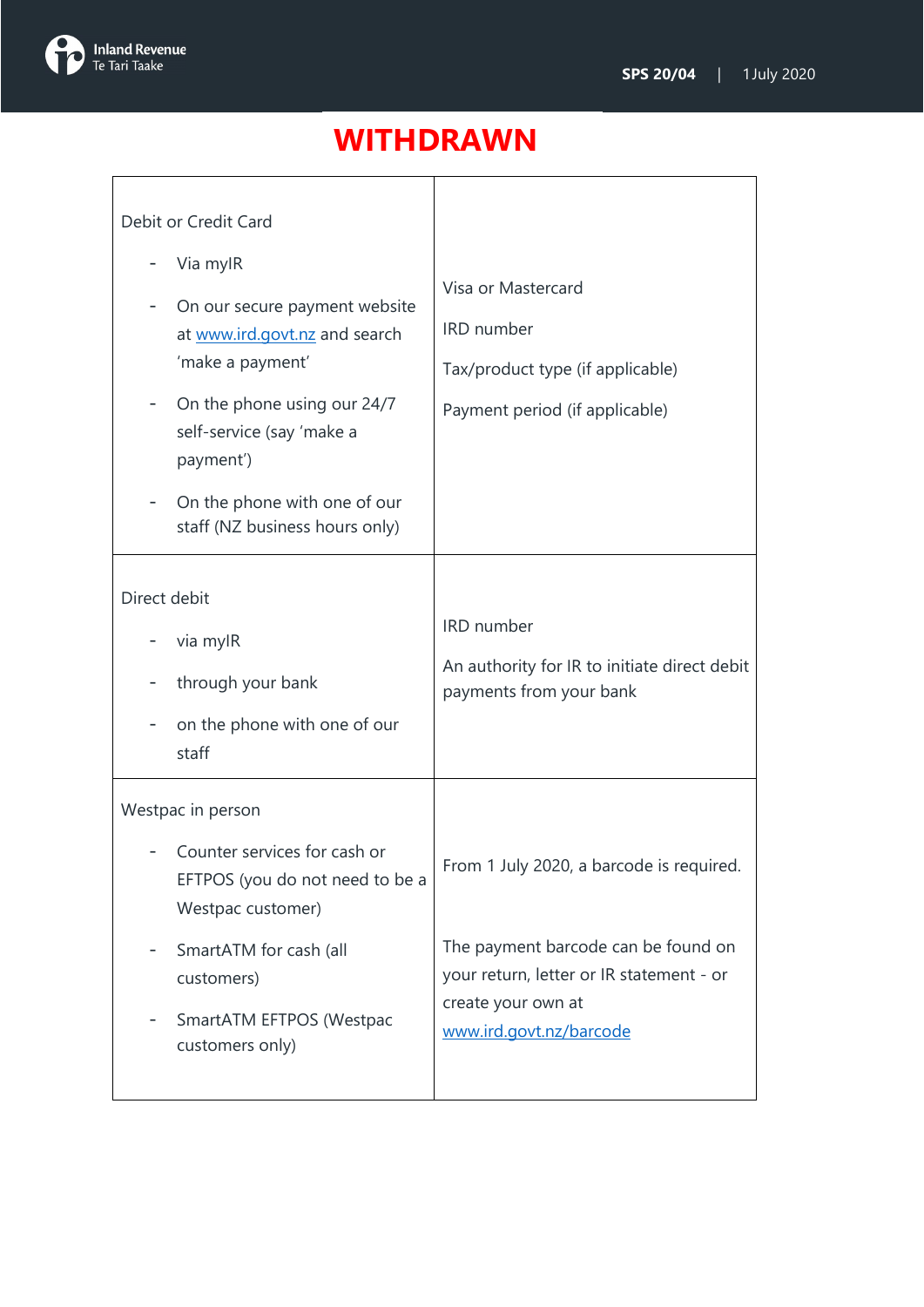**WITHDRAWN**

| | |
|---|---|
| Debit or Credit Card<br>- Via myIR<br>- On our secure payment website at www.ird.govt.nz and search 'make a payment'<br>- On the phone using our 24/7 self-service (say 'make a payment')<br>- On the phone with one of our staff (NZ business hours only) | Visa or Mastercard<br>IRD number<br>Tax/product type (if applicable)<br>Payment period (if applicable) |
| Direct debit<br>- via myIR<br>- through your bank<br>- on the phone with one of our staff | IRD number<br>An authority for IR to initiate direct debit payments from your bank |
| Westpac in person<br>- Counter services for cash or EFTPOS (you do not need to be a Westpac customer)<br>- SmartATM for cash (all customers)<br>- SmartATM EFTPOS (Westpac customers only) | From 1 July 2020, a barcode is required.<br>The payment barcode can be found on your return, letter or IR statement - or create your own at www.ird.govt.nz/barcode |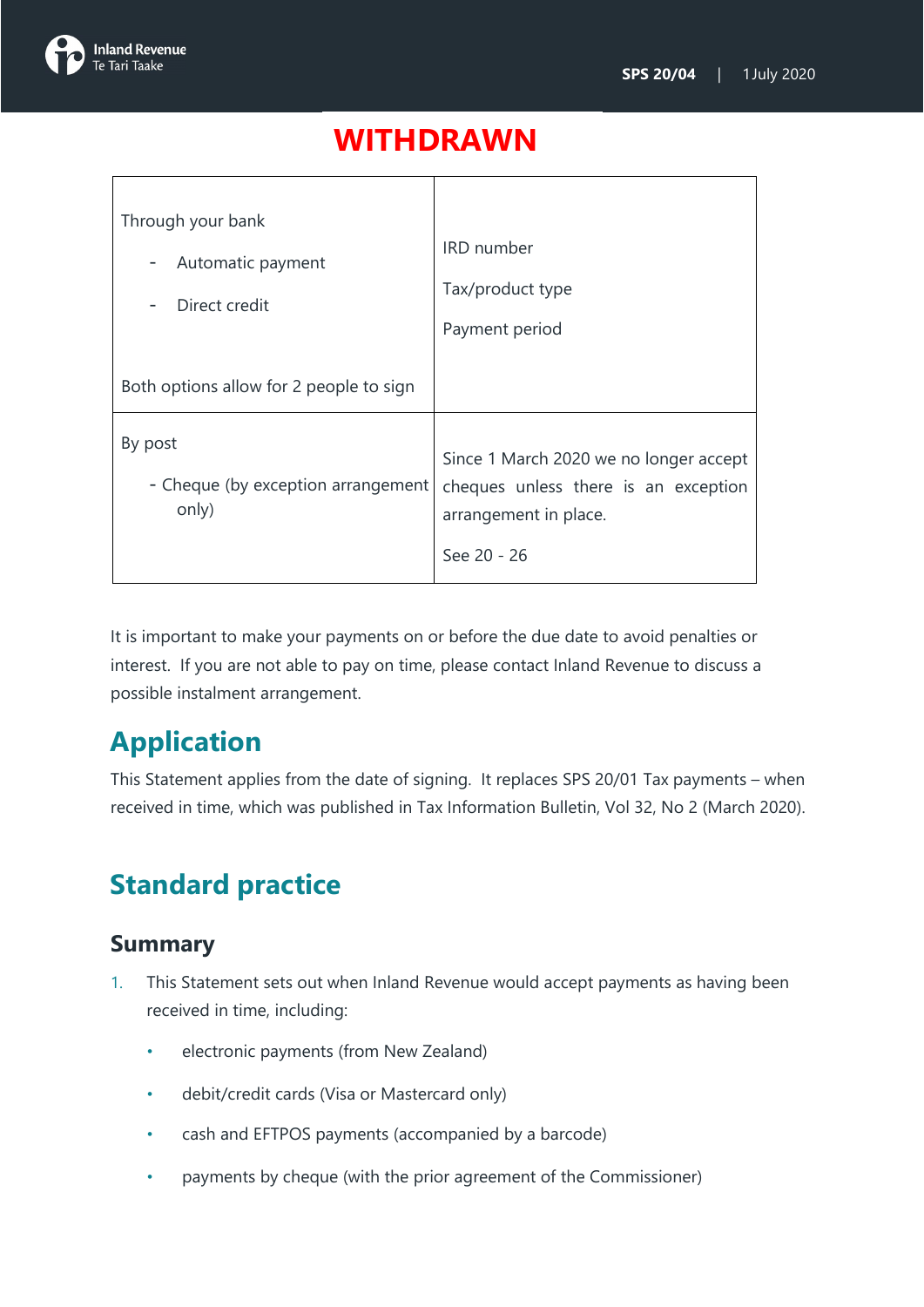# WITHDRAWN

| Through your bank<br>- Automatic payment<br>- Direct credit<br><br>Both options allow for 2 people to sign | IRD number<br>Tax/product type<br>Payment period |
|---|---|
| By post<br>- Cheque (by exception arrangement only) | Since 1 March 2020 we no longer accept cheques unless there is an exception arrangement in place.<br>See 20 - 26 |

It is important to make your payments on or before the due date to avoid penalties or interest. If you are not able to pay on time, please contact Inland Revenue to discuss a possible instalment arrangement.

## Application

This Statement applies from the date of signing. It replaces SPS 20/01 Tax payments – when received in time, which was published in Tax Information Bulletin, Vol 32, No 2 (March 2020).

## Standard practice

### Summary

1. This Statement sets out when Inland Revenue would accept payments as having been received in time, including:
   - electronic payments (from New Zealand)
   - debit/credit cards (Visa or Mastercard only)
   - cash and EFTPOS payments (accompanied by a barcode)
   - payments by cheque (with the prior agreement of the Commissioner)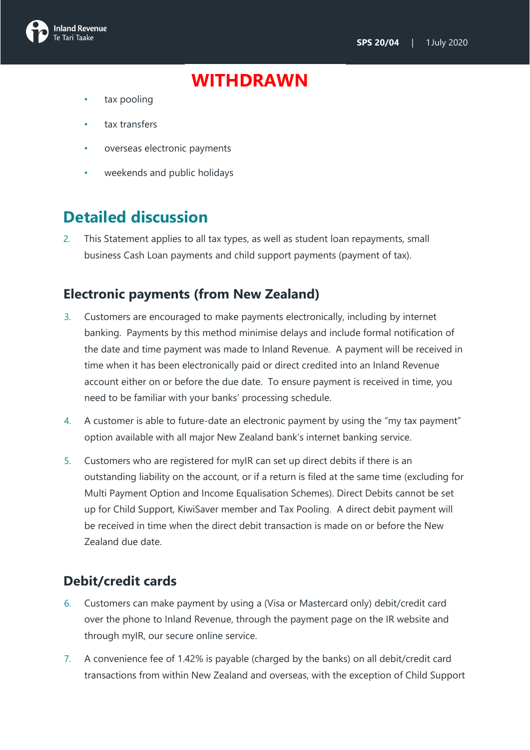**WITHDRAWN**

- tax pooling
- tax transfers
- overseas electronic payments
- weekends and public holidays

## Detailed discussion

2. This Statement applies to all tax types, as well as student loan repayments, small business Cash Loan payments and child support payments (payment of tax).

### Electronic payments (from New Zealand)

3. Customers are encouraged to make payments electronically, including by internet banking. Payments by this method minimise delays and include formal notification of the date and time payment was made to Inland Revenue. A payment will be received in time when it has been electronically paid or direct credited into an Inland Revenue account either on or before the due date. To ensure payment is received in time, you need to be familiar with your banks' processing schedule.

4. A customer is able to future-date an electronic payment by using the "my tax payment" option available with all major New Zealand bank's internet banking service.

5. Customers who are registered for myIR can set up direct debits if there is an outstanding liability on the account, or if a return is filed at the same time (excluding for Multi Payment Option and Income Equalisation Schemes). Direct Debits cannot be set up for Child Support, KiwiSaver member and Tax Pooling. A direct debit payment will be received in time when the direct debit transaction is made on or before the New Zealand due date.

### Debit/credit cards

6. Customers can make payment by using a (Visa or Mastercard only) debit/credit card over the phone to Inland Revenue, through the payment page on the IR website and through myIR, our secure online service.

7. A convenience fee of 1.42% is payable (charged by the banks) on all debit/credit card transactions from within New Zealand and overseas, with the exception of Child Support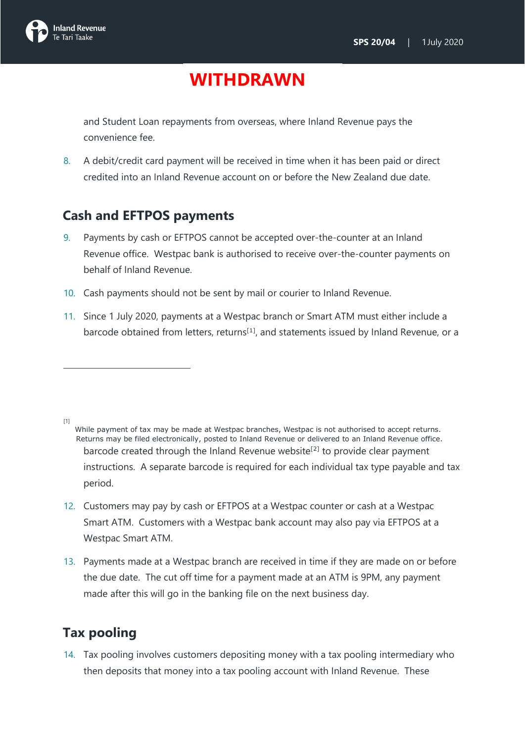# WITHDRAWN

and Student Loan repayments from overseas, where Inland Revenue pays the convenience fee.

8. A debit/credit card payment will be received in time when it has been paid or direct credited into an Inland Revenue account on or before the New Zealand due date.

## Cash and EFTPOS payments

9. Payments by cash or EFTPOS cannot be accepted over-the-counter at an Inland Revenue office. Westpac bank is authorised to receive over-the-counter payments on behalf of Inland Revenue.

10. Cash payments should not be sent by mail or courier to Inland Revenue.

11. Since 1 July 2020, payments at a Westpac branch or Smart ATM must either include a barcode obtained from letters, returns[1], and statements issued by Inland Revenue, or a barcode created through the Inland Revenue website[2] to provide clear payment instructions. A separate barcode is required for each individual tax type payable and tax period.

12. Customers may pay by cash or EFTPOS at a Westpac counter or cash at a Westpac Smart ATM. Customers with a Westpac bank account may also pay via EFTPOS at a Westpac Smart ATM.

13. Payments made at a Westpac branch are received in time if they are made on or before the due date. The cut off time for a payment made at an ATM is 9PM, any payment made after this will go in the banking file on the next business day.

## Tax pooling

14. Tax pooling involves customers depositing money with a tax pooling intermediary who then deposits that money into a tax pooling account with Inland Revenue. These

[1] While payment of tax may be made at Westpac branches, Westpac is not authorised to accept returns. Returns may be filed electronically, posted to Inland Revenue or delivered to an Inland Revenue office.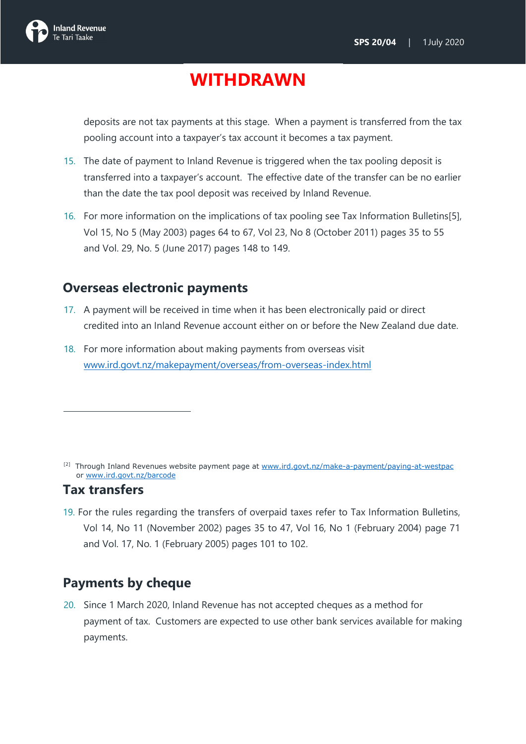# WITHDRAWN

deposits are not tax payments at this stage. When a payment is transferred from the tax pooling account into a taxpayer's tax account it becomes a tax payment.

15. The date of payment to Inland Revenue is triggered when the tax pooling deposit is transferred into a taxpayer's account. The effective date of the transfer can be no earlier than the date the tax pool deposit was received by Inland Revenue.

16. For more information on the implications of tax pooling see Tax Information Bulletins[5], Vol 15, No 5 (May 2003) pages 64 to 67, Vol 23, No 8 (October 2011) pages 35 to 55 and Vol. 29, No. 5 (June 2017) pages 148 to 149.

## Overseas electronic payments

17. A payment will be received in time when it has been electronically paid or direct credited into an Inland Revenue account either on or before the New Zealand due date.

18. For more information about making payments from overseas visit www.ird.govt.nz/makepayment/overseas/from-overseas-index.html

[2] Through Inland Revenues website payment page at www.ird.govt.nz/make-a-payment/paying-at-westpac or www.ird.govt.nz/barcode

## Tax transfers

19. For the rules regarding the transfers of overpaid taxes refer to Tax Information Bulletins, Vol 14, No 11 (November 2002) pages 35 to 47, Vol 16, No 1 (February 2004) page 71 and Vol. 17, No. 1 (February 2005) pages 101 to 102.

## Payments by cheque

20. Since 1 March 2020, Inland Revenue has not accepted cheques as a method for payment of tax. Customers are expected to use other bank services available for making payments.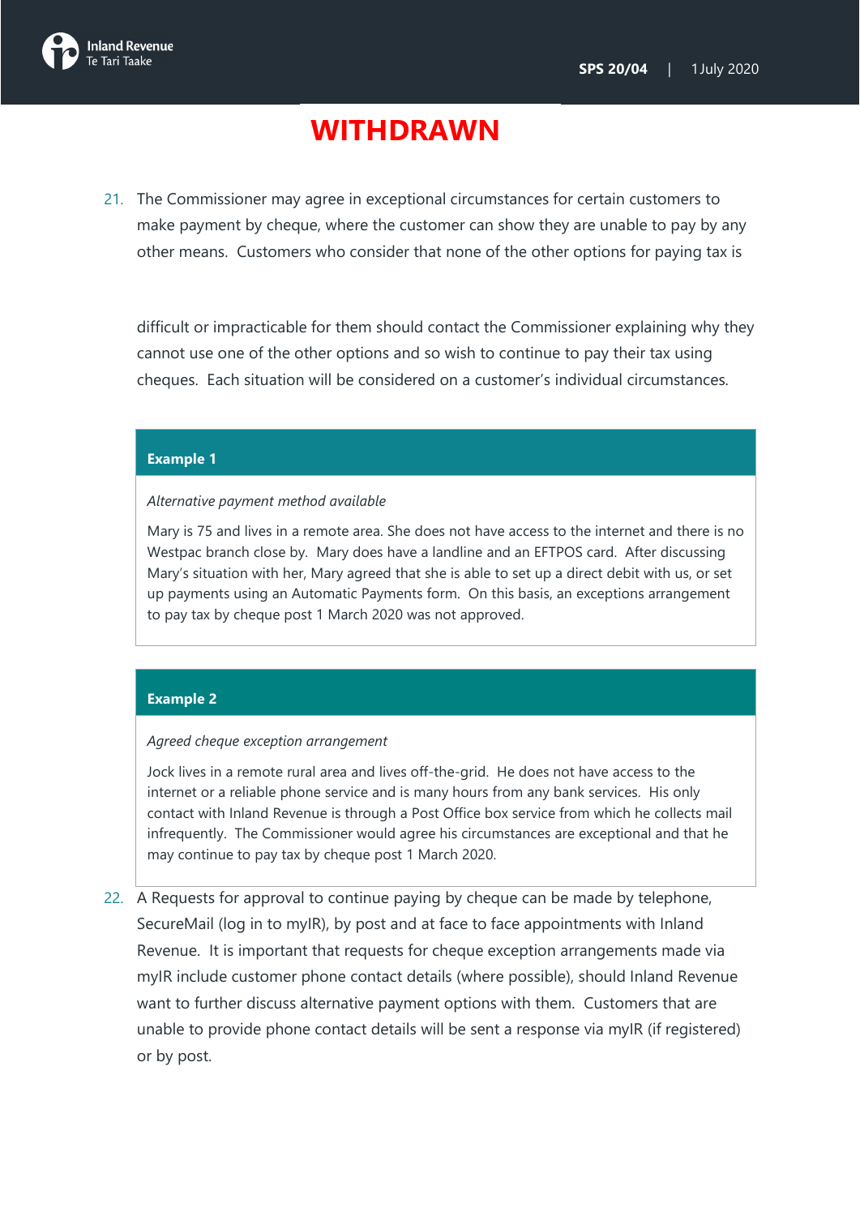# WITHDRAWN

21. The Commissioner may agree in exceptional circumstances for certain customers to make payment by cheque, where the customer can show they are unable to pay by any other means. Customers who consider that none of the other options for paying tax is difficult or impracticable for them should contact the Commissioner explaining why they cannot use one of the other options and so wish to continue to pay their tax using cheques. Each situation will be considered on a customer's individual circumstances.

> **Example 1**
>
> *Alternative payment method available*
>
> Mary is 75 and lives in a remote area. She does not have access to the internet and there is no Westpac branch close by. Mary does have a landline and an EFTPOS card. After discussing Mary's situation with her, Mary agreed that she is able to set up a direct debit with us, or set up payments using an Automatic Payments form. On this basis, an exceptions arrangement to pay tax by cheque post 1 March 2020 was not approved.

> **Example 2**
>
> *Agreed cheque exception arrangement*
>
> Jock lives in a remote rural area and lives off-the-grid. He does not have access to the internet or a reliable phone service and is many hours from any bank services. His only contact with Inland Revenue is through a Post Office box service from which he collects mail infrequently. The Commissioner would agree his circumstances are exceptional and that he may continue to pay tax by cheque post 1 March 2020.

22. A Requests for approval to continue paying by cheque can be made by telephone, SecureMail (log in to myIR), by post and at face to face appointments with Inland Revenue. It is important that requests for cheque exception arrangements made via myIR include customer phone contact details (where possible), should Inland Revenue want to further discuss alternative payment options with them. Customers that are unable to provide phone contact details will be sent a response via myIR (if registered) or by post.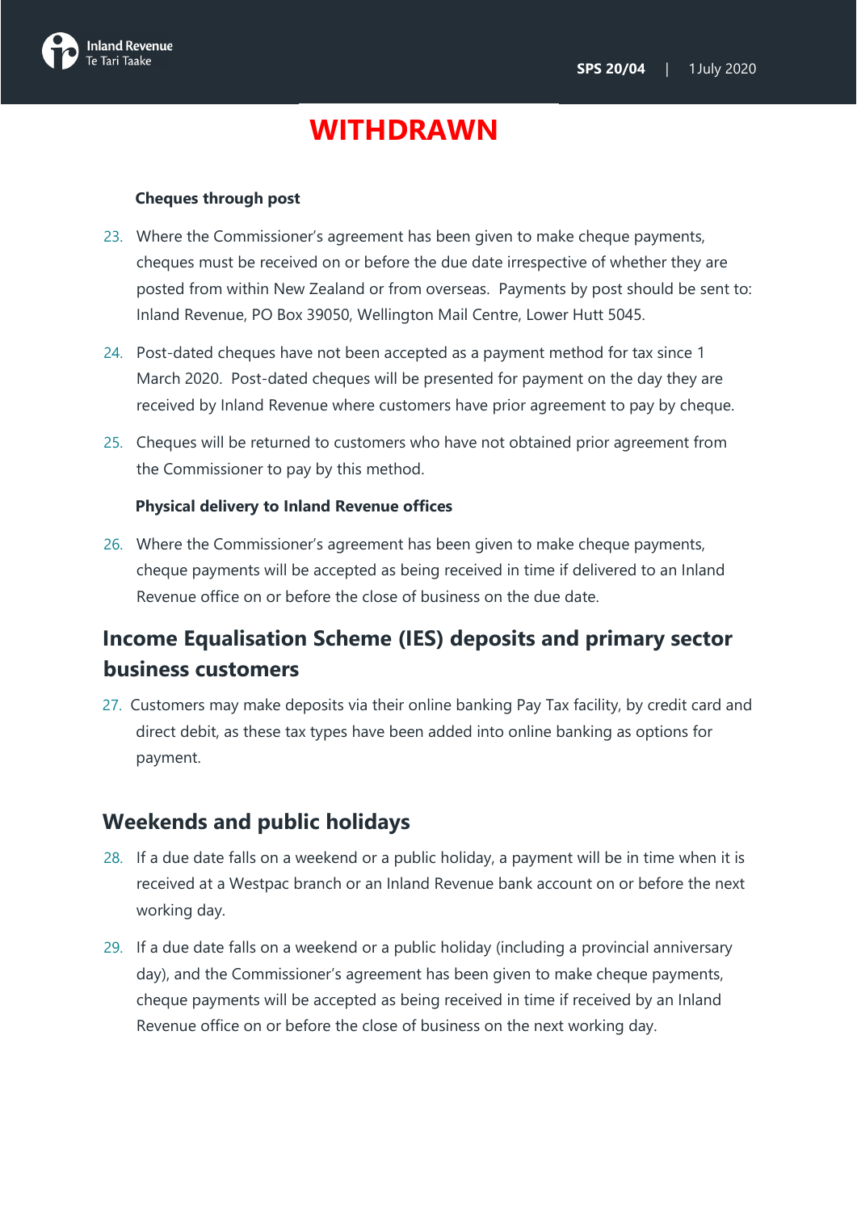**WITHDRAWN**

### Cheques through post

23. Where the Commissioner's agreement has been given to make cheque payments, cheques must be received on or before the due date irrespective of whether they are posted from within New Zealand or from overseas. Payments by post should be sent to: Inland Revenue, PO Box 39050, Wellington Mail Centre, Lower Hutt 5045.

24. Post-dated cheques have not been accepted as a payment method for tax since 1 March 2020. Post-dated cheques will be presented for payment on the day they are received by Inland Revenue where customers have prior agreement to pay by cheque.

25. Cheques will be returned to customers who have not obtained prior agreement from the Commissioner to pay by this method.

### Physical delivery to Inland Revenue offices

26. Where the Commissioner's agreement has been given to make cheque payments, cheque payments will be accepted as being received in time if delivered to an Inland Revenue office on or before the close of business on the due date.

## Income Equalisation Scheme (IES) deposits and primary sector business customers

27. Customers may make deposits via their online banking Pay Tax facility, by credit card and direct debit, as these tax types have been added into online banking as options for payment.

## Weekends and public holidays

28. If a due date falls on a weekend or a public holiday, a payment will be in time when it is received at a Westpac branch or an Inland Revenue bank account on or before the next working day.

29. If a due date falls on a weekend or a public holiday (including a provincial anniversary day), and the Commissioner's agreement has been given to make cheque payments, cheque payments will be accepted as being received in time if received by an Inland Revenue office on or before the close of business on the next working day.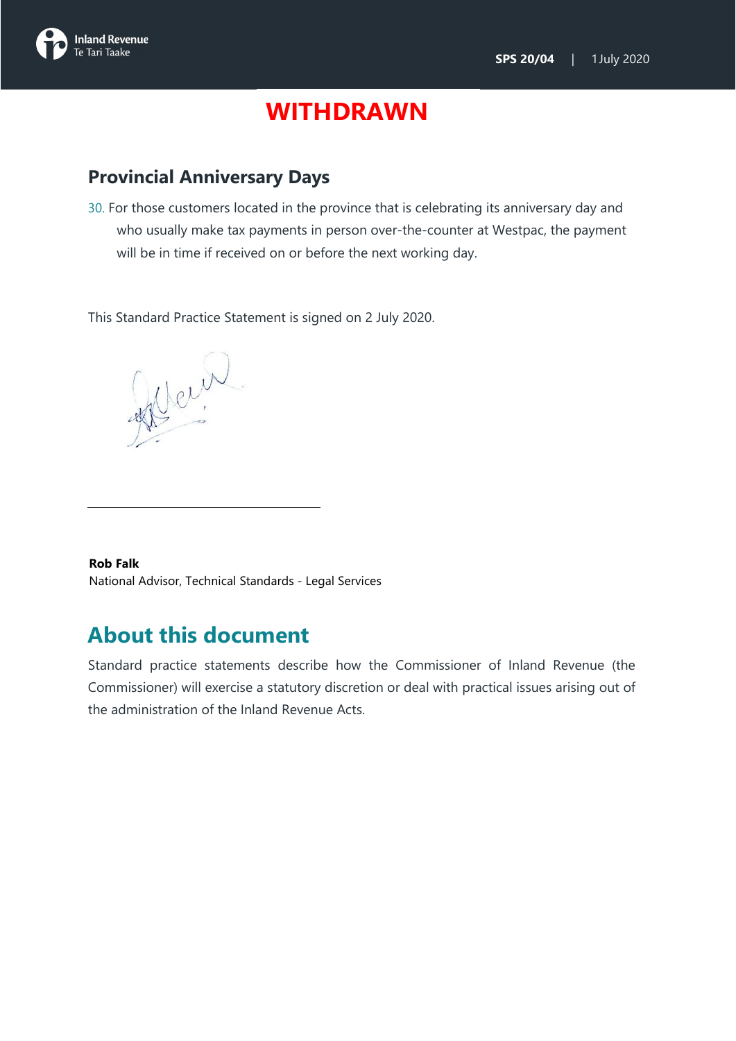# WITHDRAWN

## Provincial Anniversary Days

30. For those customers located in the province that is celebrating its anniversary day and who usually make tax payments in person over-the-counter at Westpac, the payment will be in time if received on or before the next working day.

This Standard Practice Statement is signed on 2 July 2020.

**Rob Falk**
National Advisor, Technical Standards - Legal Services

## About this document

Standard practice statements describe how the Commissioner of Inland Revenue (the Commissioner) will exercise a statutory discretion or deal with practical issues arising out of the administration of the Inland Revenue Acts.